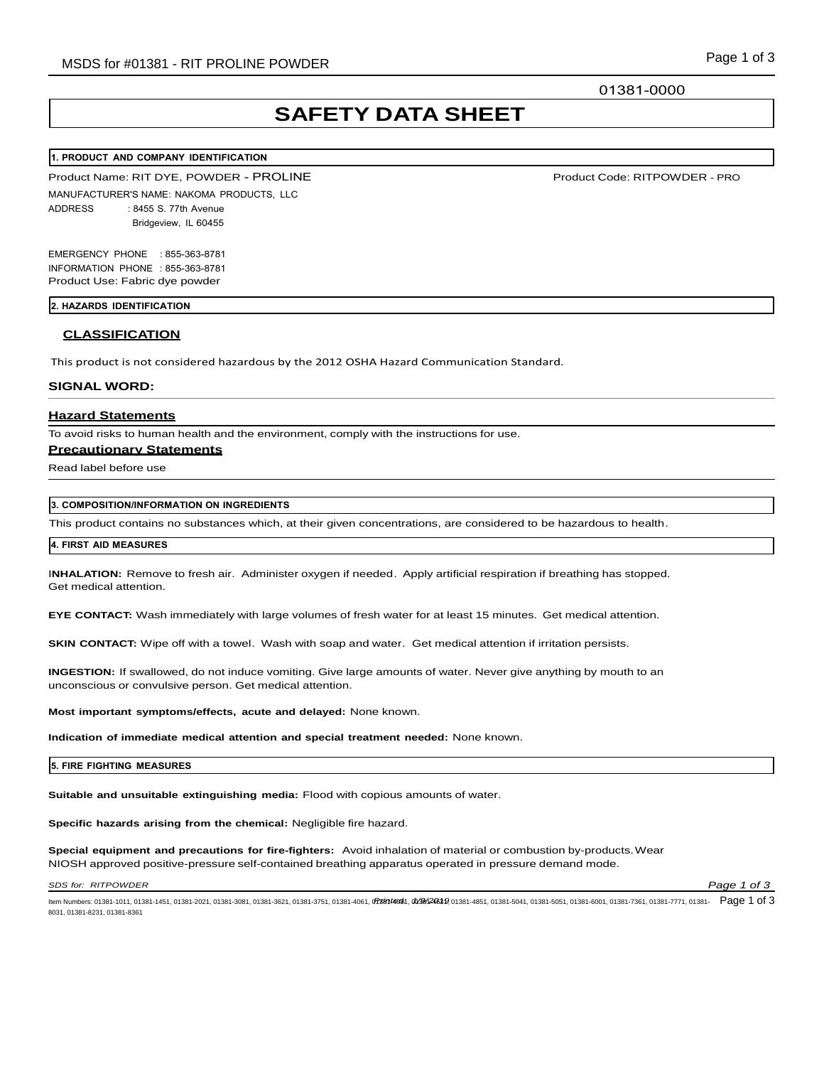01381-0000

# SAFETY DATA SHEET

## 1. PRODUCT AND COMPANY IDENTIFICATION

Product Name: RIT DYE, POWDER - PROLINE

Product Code: RITPOWDER - PRO

MANUFACTURER'S NAME: NAKOMA PRODUCTS, LLC

ADDRESS : 8455 S. 77th Avenue
Bridgeview, IL 60455

EMERGENCY PHONE : 855-363-8781

INFORMATION PHONE : 855-363-8781

Product Use: Fabric dye powder

## 2. HAZARDS IDENTIFICATION

### CLASSIFICATION

This product is not considered hazardous by the 2012 OSHA Hazard Communication Standard.

**SIGNAL WORD:**

### Hazard Statements

To avoid risks to human health and the environment, comply with the instructions for use.

### Precautionary Statements

Read label before use

## 3. COMPOSITION/INFORMATION ON INGREDIENTS

This product contains no substances which, at their given concentrations, are considered to be hazardous to health.

## 4. FIRST AID MEASURES

**INHALATION:** Remove to fresh air. Administer oxygen if needed. Apply artificial respiration if breathing has stopped. Get medical attention.

**EYE CONTACT:** Wash immediately with large volumes of fresh water for at least 15 minutes. Get medical attention.

**SKIN CONTACT:** Wipe off with a towel. Wash with soap and water. Get medical attention if irritation persists.

**INGESTION:** If swallowed, do not induce vomiting. Give large amounts of water. Never give anything by mouth to an unconscious or convulsive person. Get medical attention.

**Most important symptoms/effects, acute and delayed:** None known.

**Indication of immediate medical attention and special treatment needed:** None known.

## 5. FIRE FIGHTING MEASURES

**Suitable and unsuitable extinguishing media:** Flood with copious amounts of water.

**Specific hazards arising from the chemical:** Negligible fire hazard.

**Special equipment and precautions for fire-fighters:** Avoid inhalation of material or combustion by-products. Wear NIOSH approved positive-pressure self-contained breathing apparatus operated in pressure demand mode.

Item Numbers: 01381-1011, 01381-1451, 01381-2021, 01381-3081, 01381-3621, 01381-3751, 01381-4061, 01381-4641, 01381-4741, 01381-4851, 01381-5041, 01381-5051, 01381-6001, 01381-7361, 01381-7771, 01381-8031, 01381-8231, 01381-8361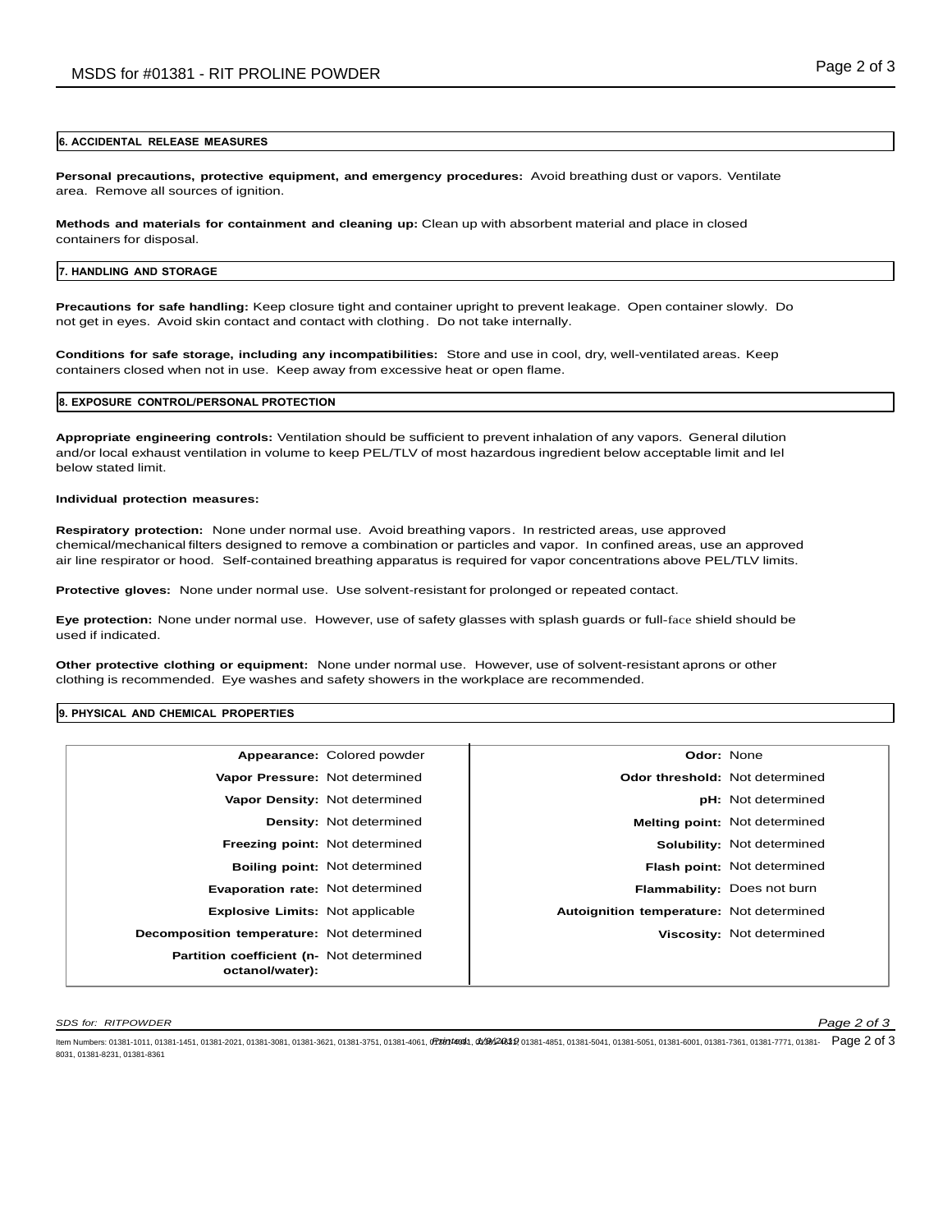## 6. ACCIDENTAL RELEASE MEASURES

**Personal precautions, protective equipment, and emergency procedures:** Avoid breathing dust or vapors. Ventilate area. Remove all sources of ignition.

**Methods and materials for containment and cleaning up:** Clean up with absorbent material and place in closed containers for disposal.

## 7. HANDLING AND STORAGE

**Precautions for safe handling:** Keep closure tight and container upright to prevent leakage. Open container slowly. Do not get in eyes. Avoid skin contact and contact with clothing. Do not take internally.

**Conditions for safe storage, including any incompatibilities:** Store and use in cool, dry, well-ventilated areas. Keep containers closed when not in use. Keep away from excessive heat or open flame.

## 8. EXPOSURE CONTROL/PERSONAL PROTECTION

**Appropriate engineering controls:** Ventilation should be sufficient to prevent inhalation of any vapors. General dilution and/or local exhaust ventilation in volume to keep PEL/TLV of most hazardous ingredient below acceptable limit and lel below stated limit.

**Individual protection measures:**

**Respiratory protection:** None under normal use. Avoid breathing vapors. In restricted areas, use approved chemical/mechanical filters designed to remove a combination or particles and vapor. In confined areas, use an approved air line respirator or hood. Self-contained breathing apparatus is required for vapor concentrations above PEL/TLV limits.

**Protective gloves:** None under normal use. Use solvent-resistant for prolonged or repeated contact.

**Eye protection:** None under normal use. However, use of safety glasses with splash guards or full-face shield should be used if indicated.

**Other protective clothing or equipment:** None under normal use. However, use of solvent-resistant aprons or other clothing is recommended. Eye washes and safety showers in the workplace are recommended.

## 9. PHYSICAL AND CHEMICAL PROPERTIES

| Property | Value | Property | Value |
|---|---|---|---|
| **Appearance:** | Colored powder | **Odor:** | None |
| **Vapor Pressure:** | Not determined | **Odor threshold:** | Not determined |
| **Vapor Density:** | Not determined | **pH:** | Not determined |
| **Density:** | Not determined | **Melting point:** | Not determined |
| **Freezing point:** | Not determined | **Solubility:** | Not determined |
| **Boiling point:** | Not determined | **Flash point:** | Not determined |
| **Evaporation rate:** | Not determined | **Flammability:** | Does not burn |
| **Explosive Limits:** | Not applicable | **Autoignition temperature:** | Not determined |
| **Decomposition temperature:** | Not determined | **Viscosity:** | Not determined |
| **Partition coefficient (n-octanol/water):** | Not determined | | |

Item Numbers: 01381-1011, 01381-1451, 01381-2021, 01381-3081, 01381-3621, 01381-3751, 01381-4061, 01381-4081, 01381-4441, 01381-4851, 01381-5041, 01381-5051, 01381-6001, 01381-7361, 01381-7771, 01381-8031, 01381-8231, 01381-8361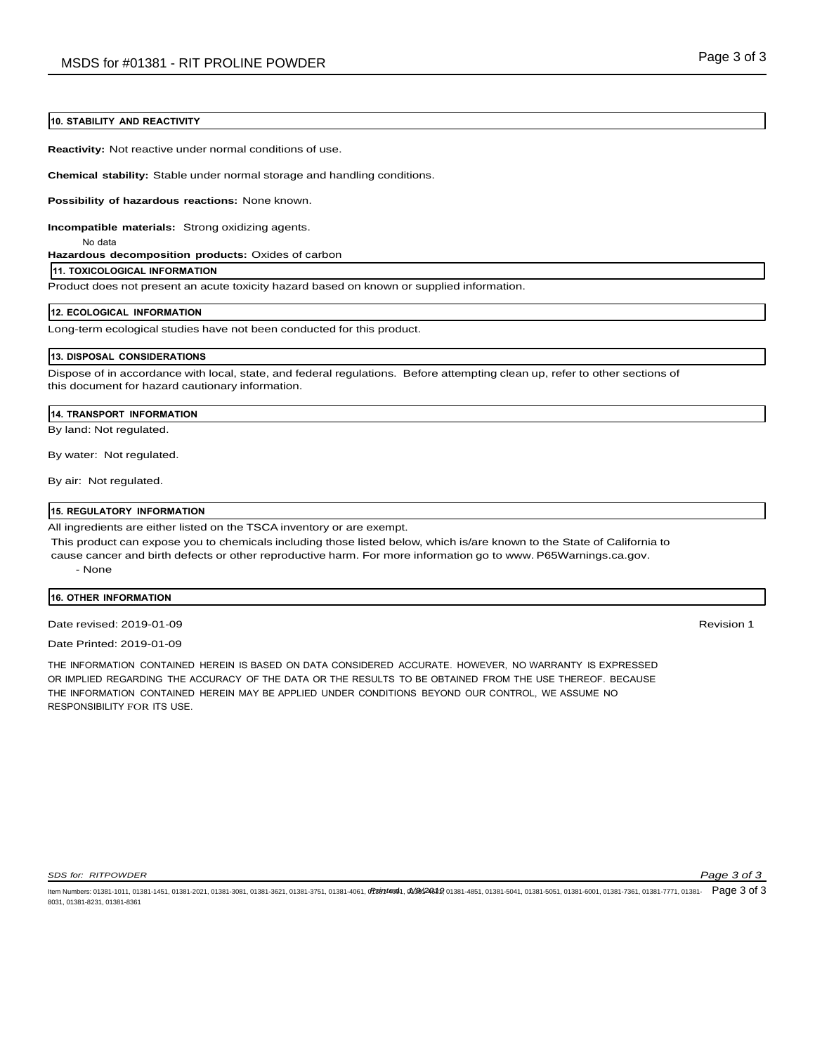## 10. STABILITY AND REACTIVITY

**Reactivity:** Not reactive under normal conditions of use.

**Chemical stability:** Stable under normal storage and handling conditions.

**Possibility of hazardous reactions:** None known.

**Incompatible materials:** Strong oxidizing agents.

No data

**Hazardous decomposition products:** Oxides of carbon

## 11. TOXICOLOGICAL INFORMATION

Product does not present an acute toxicity hazard based on known or supplied information.

## 12. ECOLOGICAL INFORMATION

Long-term ecological studies have not been conducted for this product.

## 13. DISPOSAL CONSIDERATIONS

Dispose of in accordance with local, state, and federal regulations. Before attempting clean up, refer to other sections of this document for hazard cautionary information.

## 14. TRANSPORT INFORMATION

By land: Not regulated.

By water: Not regulated.

By air: Not regulated.

## 15. REGULATORY INFORMATION

All ingredients are either listed on the TSCA inventory or are exempt.

This product can expose you to chemicals including those listed below, which is/are known to the State of California to cause cancer and birth defects or other reproductive harm. For more information go to www. P65Warnings.ca.gov.

- None

## 16. OTHER INFORMATION

Date revised: 2019-01-09 Revision 1

Date Printed: 2019-01-09

THE INFORMATION CONTAINED HEREIN IS BASED ON DATA CONSIDERED ACCURATE. HOWEVER, NO WARRANTY IS EXPRESSED OR IMPLIED REGARDING THE ACCURACY OF THE DATA OR THE RESULTS TO BE OBTAINED FROM THE USE THEREOF. BECAUSE THE INFORMATION CONTAINED HEREIN MAY BE APPLIED UNDER CONDITIONS BEYOND OUR CONTROL, WE ASSUME NO RESPONSIBILITY FOR ITS USE.